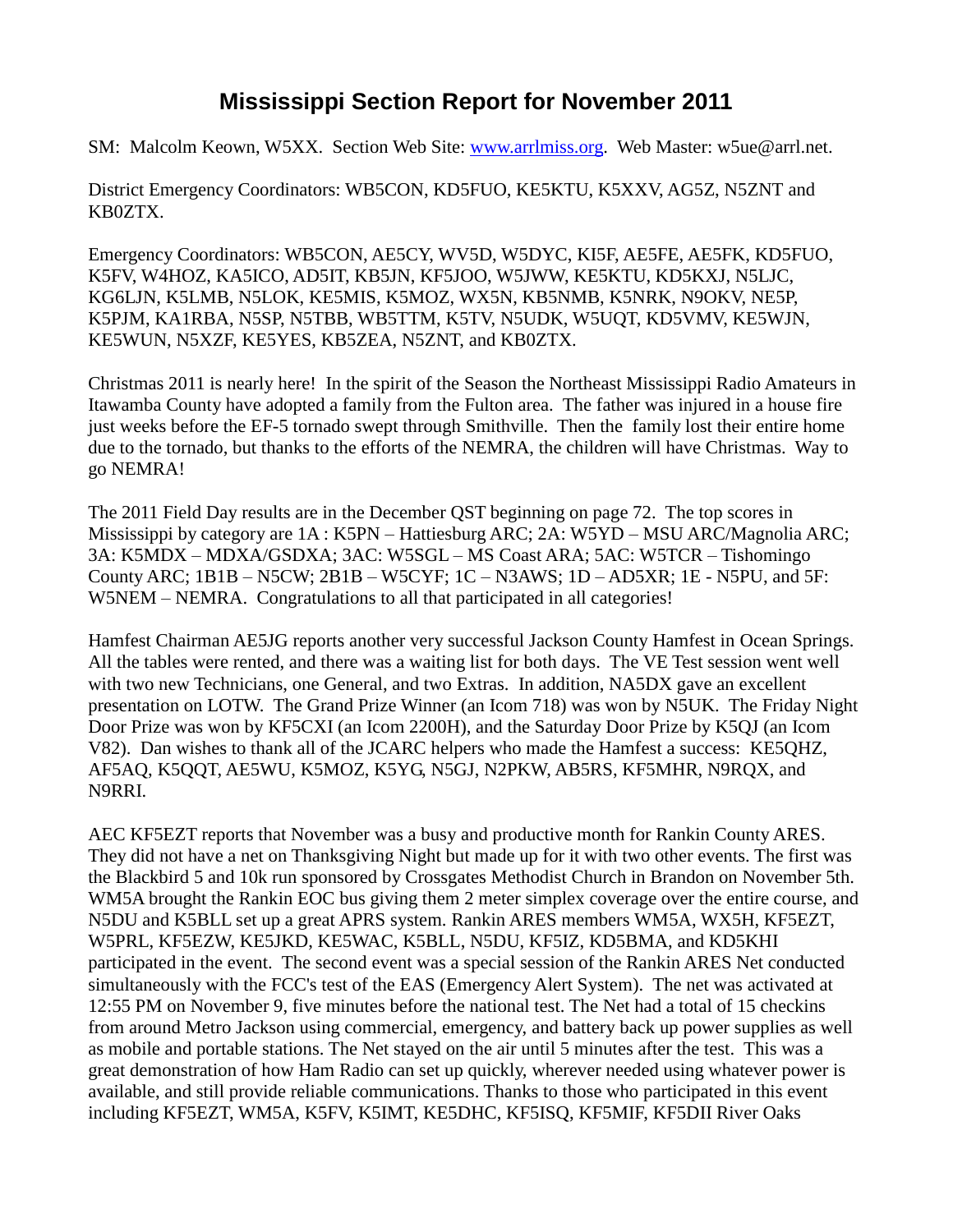# Mississippi Section Report for November 2011

SM: Malcolm Keown, W5XX. Section Web Site: www.arrlmiss.org. Web Master: w5ue@arrl.net.

District Emergency Coordinators: WB5CON, KD5FUO, KE5KTU, K5XXV, AG5Z, N5ZNT and KB0ZTX.

Emergency Coordinators: WB5CON, AE5CY, WV5D, W5DYC, KI5F, AE5FE, AE5FK, KD5FUO, K5FV, W4HOZ, KA5ICO, AD5IT, KB5JN, KF5JOO, W5JWW, KE5KTU, KD5KXJ, N5LJC, KG6LJN, K5LMB, N5LOK, KE5MIS, K5MOZ, WX5N, KB5NMB, K5NRK, N9OKV, NE5P, K5PJM, KA1RBA, N5SP, N5TBB, WB5TTM, K5TV, N5UDK, W5UQT, KD5VMV, KE5WJN, KE5WUN, N5XZF, KE5YES, KB5ZEA, N5ZNT, and KB0ZTX.

Christmas 2011 is nearly here! In the spirit of the Season the Northeast Mississippi Radio Amateurs in Itawamba County have adopted a family from the Fulton area. The father was injured in a house fire just weeks before the EF-5 tornado swept through Smithville. Then the family lost their entire home due to the tornado, but thanks to the efforts of the NEMRA, the children will have Christmas. Way to go NEMRA!

The 2011 Field Day results are in the December QST beginning on page 72. The top scores in Mississippi by category are 1A : K5PN – Hattiesburg ARC; 2A: W5YD – MSU ARC/Magnolia ARC; 3A: K5MDX – MDXA/GSDXA; 3AC: W5SGL – MS Coast ARA; 5AC: W5TCR – Tishomingo County ARC; 1B1B – N5CW; 2B1B – W5CYF; 1C – N3AWS; 1D – AD5XR; 1E - N5PU, and 5F: W5NEM – NEMRA. Congratulations to all that participated in all categories!

Hamfest Chairman AE5JG reports another very successful Jackson County Hamfest in Ocean Springs. All the tables were rented, and there was a waiting list for both days. The VE Test session went well with two new Technicians, one General, and two Extras. In addition, NA5DX gave an excellent presentation on LOTW. The Grand Prize Winner (an Icom 718) was won by N5UK. The Friday Night Door Prize was won by KF5CXI (an Icom 2200H), and the Saturday Door Prize by K5QJ (an Icom V82). Dan wishes to thank all of the JCARC helpers who made the Hamfest a success: KE5QHZ, AF5AQ, K5QQT, AE5WU, K5MOZ, K5YG, N5GJ, N2PKW, AB5RS, KF5MHR, N9RQX, and N9RRI.

AEC KF5EZT reports that November was a busy and productive month for Rankin County ARES. They did not have a net on Thanksgiving Night but made up for it with two other events. The first was the Blackbird 5 and 10k run sponsored by Crossgates Methodist Church in Brandon on November 5th. WM5A brought the Rankin EOC bus giving them 2 meter simplex coverage over the entire course, and N5DU and K5BLL set up a great APRS system. Rankin ARES members WM5A, WX5H, KF5EZT, W5PRL, KF5EZW, KE5JKD, KE5WAC, K5BLL, N5DU, KF5IZ, KD5BMA, and KD5KHI participated in the event. The second event was a special session of the Rankin ARES Net conducted simultaneously with the FCC's test of the EAS (Emergency Alert System). The net was activated at 12:55 PM on November 9, five minutes before the national test. The Net had a total of 15 checkins from around Metro Jackson using commercial, emergency, and battery back up power supplies as well as mobile and portable stations. The Net stayed on the air until 5 minutes after the test. This was a great demonstration of how Ham Radio can set up quickly, wherever needed using whatever power is available, and still provide reliable communications. Thanks to those who participated in this event including KF5EZT, WM5A, K5FV, K5IMT, KE5DHC, KF5ISQ, KF5MIF, KF5DII River Oaks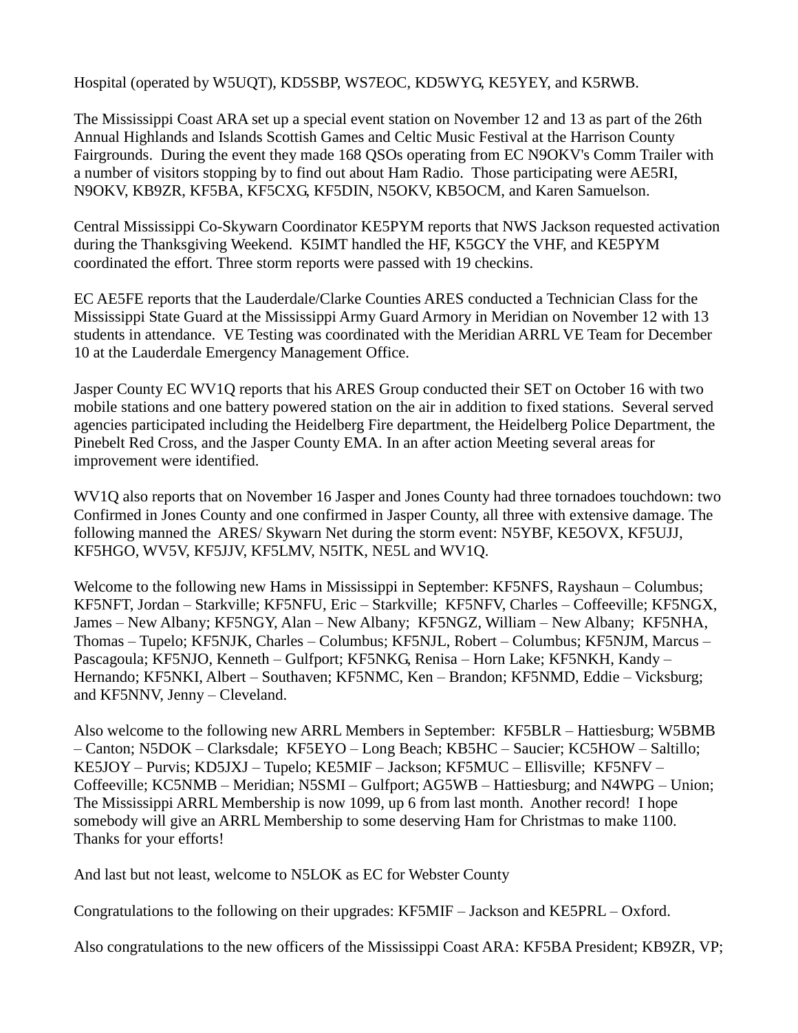Hospital (operated by W5UQT), KD5SBP, WS7EOC, KD5WYG, KE5YEY, and K5RWB.

The Mississippi Coast ARA set up a special event station on November 12 and 13 as part of the 26th Annual Highlands and Islands Scottish Games and Celtic Music Festival at the Harrison County Fairgrounds. During the event they made 168 QSOs operating from EC N9OKV's Comm Trailer with a number of visitors stopping by to find out about Ham Radio. Those participating were AE5RI, N9OKV, KB9ZR, KF5BA, KF5CXG, KF5DIN, N5OKV, KB5OCM, and Karen Samuelson.

Central Mississippi Co-Skywarn Coordinator KE5PYM reports that NWS Jackson requested activation during the Thanksgiving Weekend. K5IMT handled the HF, K5GCY the VHF, and KE5PYM coordinated the effort. Three storm reports were passed with 19 checkins.

EC AE5FE reports that the Lauderdale/Clarke Counties ARES conducted a Technician Class for the Mississippi State Guard at the Mississippi Army Guard Armory in Meridian on November 12 with 13 students in attendance. VE Testing was coordinated with the Meridian ARRL VE Team for December 10 at the Lauderdale Emergency Management Office.

Jasper County EC WV1Q reports that his ARES Group conducted their SET on October 16 with two mobile stations and one battery powered station on the air in addition to fixed stations. Several served agencies participated including the Heidelberg Fire department, the Heidelberg Police Department, the Pinebelt Red Cross, and the Jasper County EMA. In an after action Meeting several areas for improvement were identified.

WV1Q also reports that on November 16 Jasper and Jones County had three tornadoes touchdown: two Confirmed in Jones County and one confirmed in Jasper County, all three with extensive damage. The following manned the ARES/ Skywarn Net during the storm event: N5YBF, KE5OVX, KF5UJJ, KF5HGO, WV5V, KF5JJV, KF5LMV, N5ITK, NE5L and WV1Q.

Welcome to the following new Hams in Mississippi in September: KF5NFS, Rayshaun – Columbus; KF5NFT, Jordan – Starkville; KF5NFU, Eric – Starkville; KF5NFV, Charles – Coffeeville; KF5NGX, James – New Albany; KF5NGY, Alan – New Albany; KF5NGZ, William – New Albany; KF5NHA, Thomas – Tupelo; KF5NJK, Charles – Columbus; KF5NJL, Robert – Columbus; KF5NJM, Marcus – Pascagoula; KF5NJO, Kenneth – Gulfport; KF5NKG, Renisa – Horn Lake; KF5NKH, Kandy – Hernando; KF5NKI, Albert – Southaven; KF5NMC, Ken – Brandon; KF5NMD, Eddie – Vicksburg; and KF5NNV, Jenny – Cleveland.

Also welcome to the following new ARRL Members in September: KF5BLR – Hattiesburg; W5BMB – Canton; N5DOK – Clarksdale; KF5EYO – Long Beach; KB5HC – Saucier; KC5HOW – Saltillo; KE5JOY – Purvis; KD5JXJ – Tupelo; KE5MIF – Jackson; KF5MUC – Ellisville; KF5NFV – Coffeeville; KC5NMB – Meridian; N5SMI – Gulfport; AG5WB – Hattiesburg; and N4WPG – Union; The Mississippi ARRL Membership is now 1099, up 6 from last month. Another record! I hope somebody will give an ARRL Membership to some deserving Ham for Christmas to make 1100. Thanks for your efforts!

And last but not least, welcome to N5LOK as EC for Webster County

Congratulations to the following on their upgrades: KF5MIF – Jackson and KE5PRL – Oxford.

Also congratulations to the new officers of the Mississippi Coast ARA: KF5BA President; KB9ZR, VP;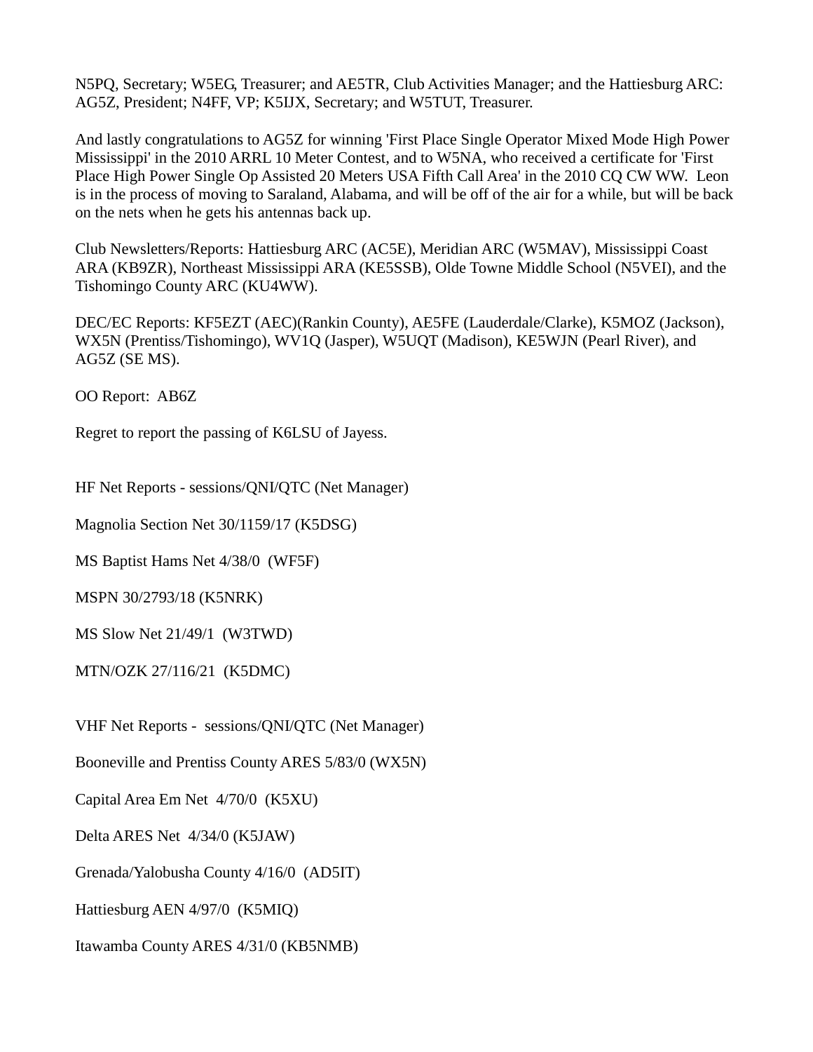N5PQ, Secretary; W5EG, Treasurer; and AE5TR, Club Activities Manager; and the Hattiesburg ARC: AG5Z, President; N4FF, VP; K5IJX, Secretary; and W5TUT, Treasurer.

And lastly congratulations to AG5Z for winning 'First Place Single Operator Mixed Mode High Power Mississippi' in the 2010 ARRL 10 Meter Contest, and to W5NA, who received a certificate for 'First Place High Power Single Op Assisted 20 Meters USA Fifth Call Area' in the 2010 CQ CW WW. Leon is in the process of moving to Saraland, Alabama, and will be off of the air for a while, but will be back on the nets when he gets his antennas back up.

Club Newsletters/Reports: Hattiesburg ARC (AC5E), Meridian ARC (W5MAV), Mississippi Coast ARA (KB9ZR), Northeast Mississippi ARA (KE5SSB), Olde Towne Middle School (N5VEI), and the Tishomingo County ARC (KU4WW).

DEC/EC Reports: KF5EZT (AEC)(Rankin County), AE5FE (Lauderdale/Clarke), K5MOZ (Jackson), WX5N (Prentiss/Tishomingo), WV1Q (Jasper), W5UQT (Madison), KE5WJN (Pearl River), and AG5Z (SE MS).

OO Report: AB6Z

Regret to report the passing of K6LSU of Jayess.

HF Net Reports - sessions/QNI/QTC (Net Manager)

Magnolia Section Net 30/1159/17 (K5DSG)

MS Baptist Hams Net 4/38/0 (WF5F)

MSPN 30/2793/18 (K5NRK)

MS Slow Net 21/49/1 (W3TWD)

MTN/OZK 27/116/21 (K5DMC)

VHF Net Reports - sessions/QNI/QTC (Net Manager)

Booneville and Prentiss County ARES 5/83/0 (WX5N)

Capital Area Em Net 4/70/0 (K5XU)

Delta ARES Net 4/34/0 (K5JAW)

Grenada/Yalobusha County 4/16/0 (AD5IT)

Hattiesburg AEN 4/97/0 (K5MIQ)

Itawamba County ARES 4/31/0 (KB5NMB)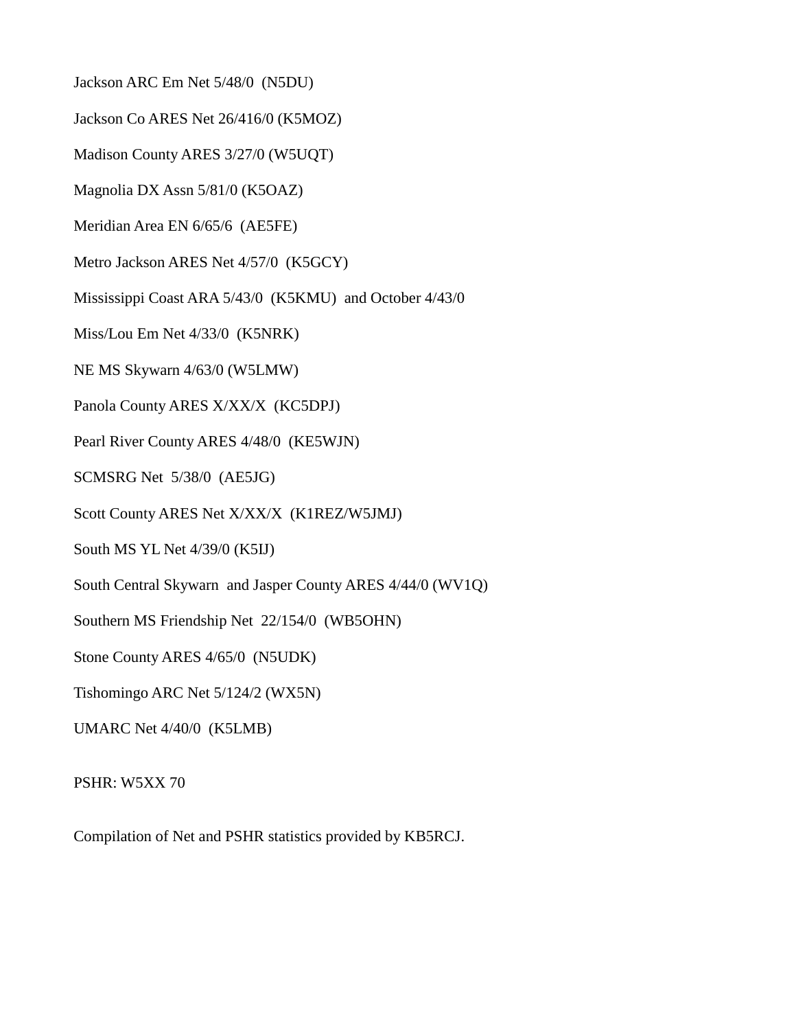Jackson ARC Em Net 5/48/0 (N5DU)

Jackson Co ARES Net 26/416/0 (K5MOZ)

Madison County ARES 3/27/0 (W5UQT)

Magnolia DX Assn 5/81/0 (K5OAZ)

Meridian Area EN 6/65/6 (AE5FE)

Metro Jackson ARES Net 4/57/0 (K5GCY)

Mississippi Coast ARA 5/43/0 (K5KMU) and October 4/43/0

Miss/Lou Em Net 4/33/0 (K5NRK)

NE MS Skywarn 4/63/0 (W5LMW)

Panola County ARES X/XX/X (KC5DPJ)

Pearl River County ARES 4/48/0 (KE5WJN)

SCMSRG Net 5/38/0 (AE5JG)

Scott County ARES Net X/XX/X (K1REZ/W5JMJ)

South MS YL Net 4/39/0 (K5IJ)

South Central Skywarn and Jasper County ARES 4/44/0 (WV1Q)

Southern MS Friendship Net 22/154/0 (WB5OHN)

Stone County ARES 4/65/0 (N5UDK)

Tishomingo ARC Net 5/124/2 (WX5N)

UMARC Net 4/40/0 (K5LMB)

PSHR: W5XX 70

Compilation of Net and PSHR statistics provided by KB5RCJ.